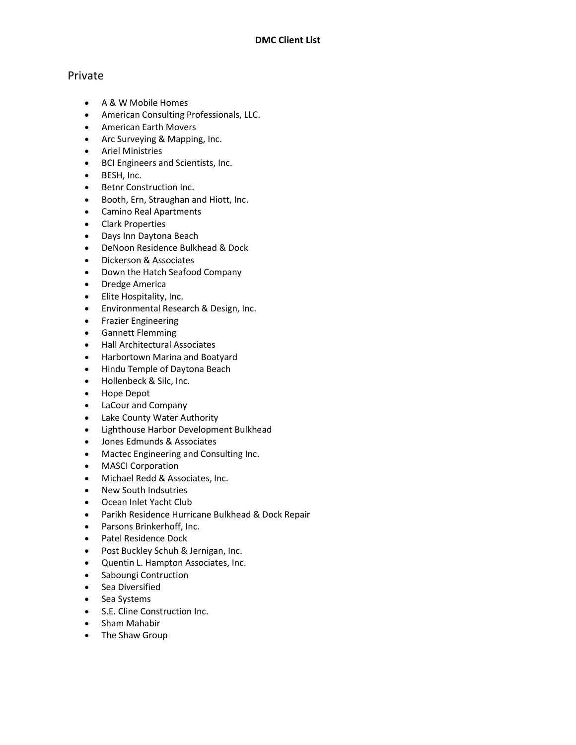# DMC Client List

## Private

- A & W Mobile Homes
- American Consulting Professionals, LLC.
- American Earth Movers
- Arc Surveying & Mapping, Inc.
- Ariel Ministries
- BCI Engineers and Scientists, Inc.
- BESH, Inc.
- Betnr Construction Inc.
- Booth, Ern, Straughan and Hiott, Inc.
- Camino Real Apartments
- Clark Properties
- Days Inn Daytona Beach
- DeNoon Residence Bulkhead & Dock
- Dickerson & Associates
- Down the Hatch Seafood Company
- Dredge America
- Elite Hospitality, Inc.
- Environmental Research & Design, Inc.
- Frazier Engineering
- Gannett Flemming
- Hall Architectural Associates
- Harbortown Marina and Boatyard
- Hindu Temple of Daytona Beach
- Hollenbeck & Silc, Inc.
- Hope Depot
- LaCour and Company
- Lake County Water Authority
- Lighthouse Harbor Development Bulkhead
- Jones Edmunds & Associates
- Mactec Engineering and Consulting Inc.
- MASCI Corporation
- Michael Redd & Associates, Inc.
- New South Indsutries
- Ocean Inlet Yacht Club
- Parikh Residence Hurricane Bulkhead & Dock Repair
- Parsons Brinkerhoff, Inc.
- Patel Residence Dock
- Post Buckley Schuh & Jernigan, Inc.
- Quentin L. Hampton Associates, Inc.
- Saboungi Contruction
- Sea Diversified
- Sea Systems
- S.E. Cline Construction Inc.
- Sham Mahabir
- The Shaw Group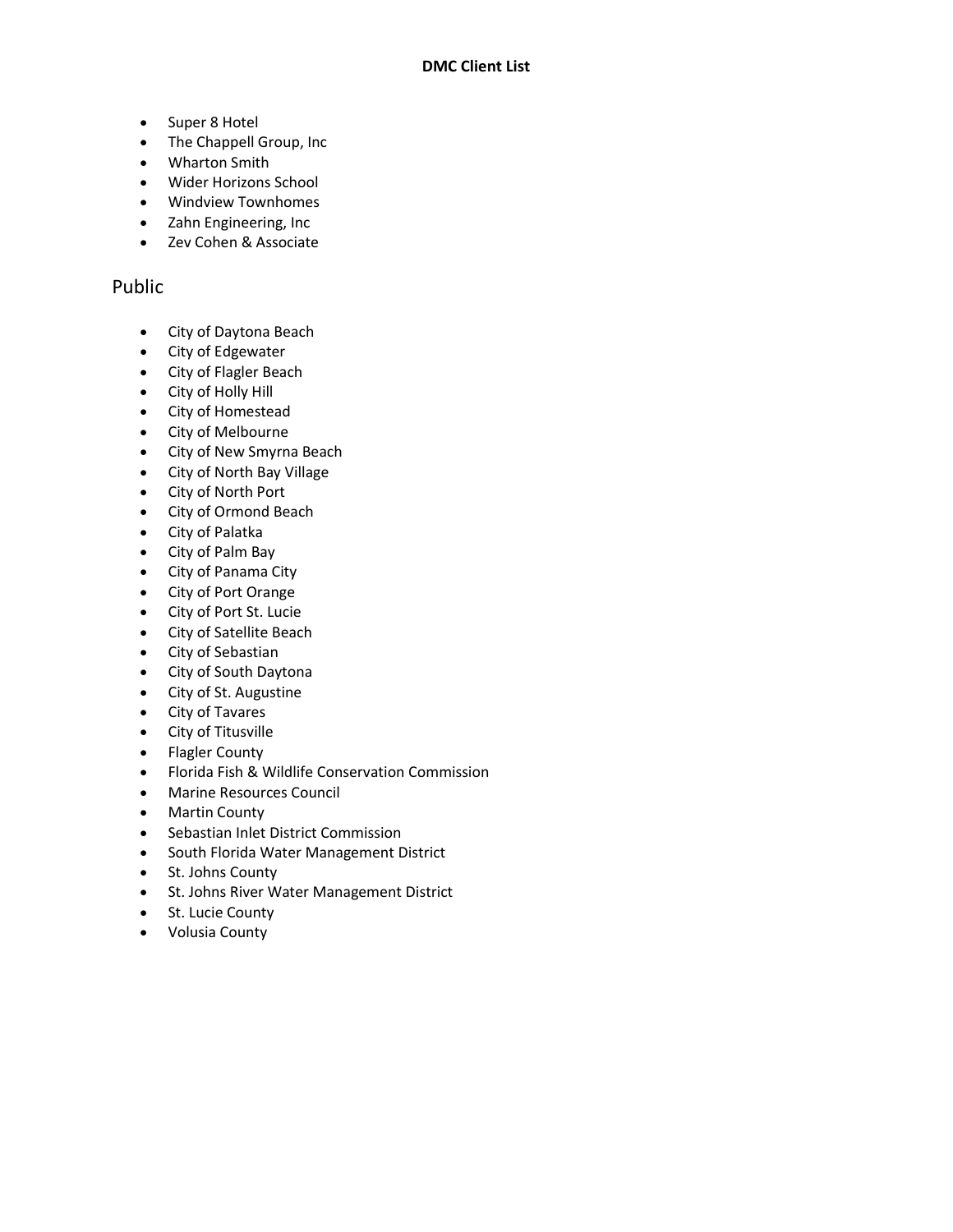- Super 8 Hotel
- The Chappell Group, Inc
- Wharton Smith
- Wider Horizons School
- Windview Townhomes
- Zahn Engineering, Inc
- Zev Cohen & Associate

## Public

- City of Daytona Beach
- City of Edgewater
- City of Flagler Beach
- City of Holly Hill
- City of Homestead
- City of Melbourne
- City of New Smyrna Beach
- City of North Bay Village
- City of North Port
- City of Ormond Beach
- City of Palatka
- City of Palm Bay
- City of Panama City
- City of Port Orange
- City of Port St. Lucie
- City of Satellite Beach
- City of Sebastian
- City of South Daytona
- City of St. Augustine
- City of Tavares
- City of Titusville
- Flagler County
- Florida Fish & Wildlife Conservation Commission
- Marine Resources Council
- Martin County
- Sebastian Inlet District Commission
- South Florida Water Management District
- St. Johns County
- St. Johns River Water Management District
- St. Lucie County
- Volusia County